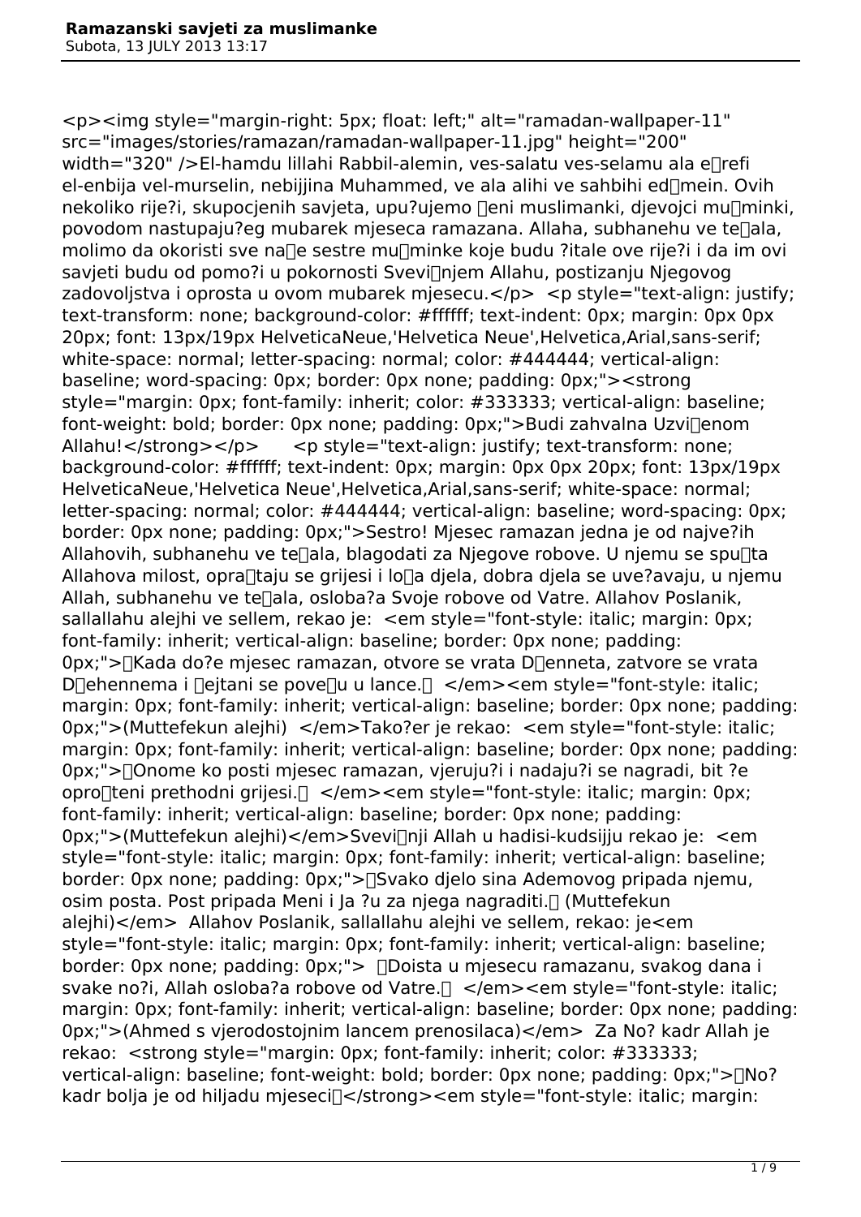<p><img style="margin-right: 5px; float: left;" alt="ramadan-wallpaper-11" src="images/stories/ramazan/ramadan-wallpaper-11.jpg" height="200" width="320" />El-hamdu lillahi Rabbil-alemin, ves-salatu ves-selamu ala e￿refi el-enbija vel-murselin, nebijjina Muhammed, ve ala alihi ve sahbihi ed￿mein. Ovih nekoliko rije?i, skupocjenih savjeta, upu?ujemo ￿eni muslimanki, djevojci mu￿minki, povodom nastupaju?eg mubarek mjeseca ramazana. Allaha, subhanehu ve te￿ala, molimo da okoristi sve na￿e sestre mu￿minke koje budu ?itale ove rije?i i da im ovi savjeti budu od pomo?i u pokornosti Svevi￿njem Allahu, postizanju Njegovog zadovoljstva i oprosta u ovom mubarek mjesecu.</p>  <p style="text-align: justify; text-transform: none; background-color: #ffffff; text-indent: 0px; margin: 0px 0px 20px; font: 13px/19px HelveticaNeue,'Helvetica Neue',Helvetica,Arial,sans-serif; white-space: normal; letter-spacing: normal; color: #444444; vertical-align: baseline; word-spacing: 0px; border: 0px none; padding: 0px;"><strong style="margin: 0px; font-family: inherit; color: #333333; vertical-align: baseline; font-weight: bold; border: 0px none; padding: 0px;">Budi zahvalna Uzvi￿enom Allahu!</strong></p>      <p style="text-align: justify; text-transform: none; background-color: #ffffff; text-indent: 0px; margin: 0px 0px 20px; font: 13px/19px HelveticaNeue,'Helvetica Neue',Helvetica,Arial,sans-serif; white-space: normal; letter-spacing: normal; color: #444444; vertical-align: baseline; word-spacing: 0px; border: 0px none; padding: 0px;">Sestro! Mjesec ramazan jedna je od najve?ih Allahovih, subhanehu ve te￿ala, blagodati za Njegove robove. U njemu se spu￿ta Allahova milost, opra￿taju se grijesi i lo￿a djela, dobra djela se uve?avaju, u njemu Allah, subhanehu ve te￿ala, osloba?a Svoje robove od Vatre. Allahov Poslanik, sallallahu alejhi ve sellem, rekao je:  <em style="font-style: italic; margin: 0px; font-family: inherit; vertical-align: baseline; border: 0px none; padding: 0px;">￿Kada do?e mjesec ramazan, otvore se vrata D￿enneta, zatvore se vrata D￿ehennema i ￿ejtani se pove￿u u lance.￿  </em><em style="font-style: italic; margin: 0px; font-family: inherit; vertical-align: baseline; border: 0px none; padding: 0px;">(Muttefekun alejhi)  </em>Tako?er je rekao:  <em style="font-style: italic; margin: 0px; font-family: inherit; vertical-align: baseline; border: 0px none; padding: 0px;">￿Onome ko posti mjesec ramazan, vjeruju?i i nadaju?i se nagradi, bit ?e opro￿teni prethodni grijesi.￿  </em><em style="font-style: italic; margin: 0px; font-family: inherit; vertical-align: baseline; border: 0px none; padding: 0px;">(Muttefekun alejhi)</em>Svevi￿nji Allah u hadisi-kudsijju rekao je:  <em style="font-style: italic; margin: 0px; font-family: inherit; vertical-align: baseline; border: 0px none; padding: 0px;">￿Svako djelo sina Ademovog pripada njemu, osim posta. Post pripada Meni i Ja ?u za njega nagraditi.￿ (Muttefekun alejhi)</em>  Allahov Poslanik, sallallahu alejhi ve sellem, rekao: je<em style="font-style: italic; margin: 0px; font-family: inherit; vertical-align: baseline; border: 0px none; padding: 0px;">  ￿Doista u mjesecu ramazanu, svakog dana i svake no?i, Allah osloba?a robove od Vatre.￿  </em><em style="font-style: italic; margin: 0px; font-family: inherit; vertical-align: baseline; border: 0px none; padding: 0px;">(Ahmed s vjerodostojnim lancem prenosilaca)</em>  Za No? kadr Allah je rekao:  <strong style="margin: 0px; font-family: inherit; color: #333333; vertical-align: baseline; font-weight: bold; border: 0px none; padding: 0px;">￿No? kadr bolja je od hiljadu mjeseci￿</strong><em style="font-style: italic; margin: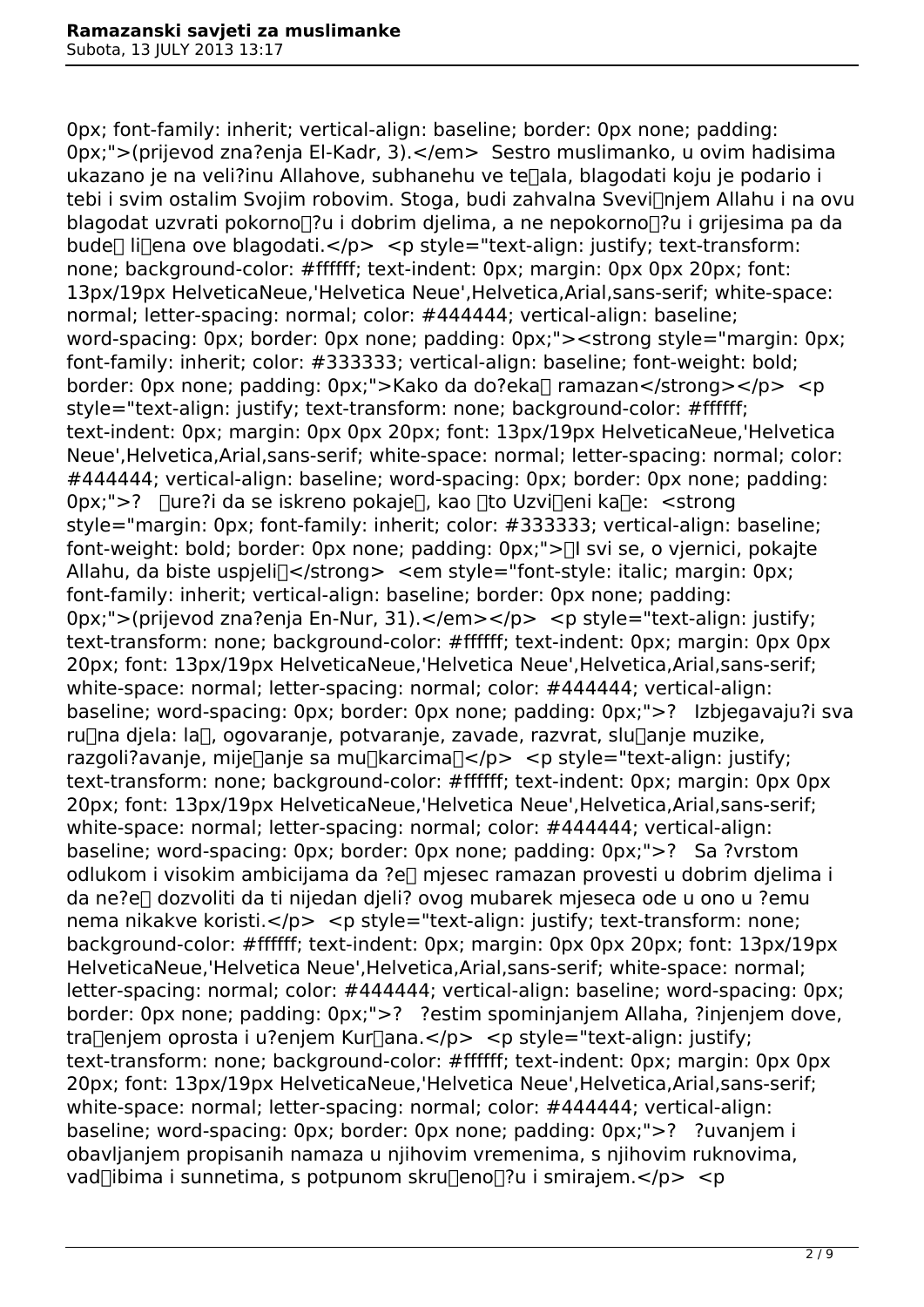0px; font-family: inherit; vertical-align: baseline; border: 0px none; padding: 0px;">(prijevod zna?enja El-Kadr, 3).</em>  Sestro muslimanko, u ovim hadisima ukazano je na veli?inu Allahove, subhanehu ve te￿ala, blagodati koju je podario i tebi i svim ostalim Svojim robovim. Stoga, budi zahvalna Svevi￿njem Allahu i na ovu blagodat uzvrati pokorno￿?u i dobrim djelima, a ne nepokorno￿?u i grijesima pa da bude￿ li￿ena ove blagodati.</p>  <p style="text-align: justify; text-transform: none; background-color: #ffffff; text-indent: 0px; margin: 0px 0px 20px; font: 13px/19px HelveticaNeue,'Helvetica Neue',Helvetica,Arial,sans-serif; white-space: normal; letter-spacing: normal; color: #444444; vertical-align: baseline; word-spacing: 0px; border: 0px none; padding: 0px;"><strong style="margin: 0px; font-family: inherit; color: #333333; vertical-align: baseline; font-weight: bold; border: 0px none; padding: 0px;">Kako da do?eka￿ ramazan</strong></p>  <p style="text-align: justify; text-transform: none; background-color: #ffffff; text-indent: 0px; margin: 0px 0px 20px; font: 13px/19px HelveticaNeue,'Helvetica Neue',Helvetica,Arial,sans-serif; white-space: normal; letter-spacing: normal; color: #444444; vertical-align: baseline; word-spacing: 0px; border: 0px none; padding: 0px;">?   ￿ure?i da se iskreno pokaje￿, kao ￿to Uzvi￿eni ka￿e:  <strong style="margin: 0px; font-family: inherit; color: #333333; vertical-align: baseline; font-weight: bold; border: 0px none; padding: 0px;">￿I svi se, o vjernici, pokajte Allahu, da biste uspjeli￿</strong>  <em style="font-style: italic; margin: 0px; font-family: inherit; vertical-align: baseline; border: 0px none; padding: 0px;">(prijevod zna?enja En-Nur, 31).</em></p>  <p style="text-align: justify; text-transform: none; background-color: #ffffff; text-indent: 0px; margin: 0px 0px 20px; font: 13px/19px HelveticaNeue,'Helvetica Neue',Helvetica,Arial,sans-serif; white-space: normal; letter-spacing: normal; color: #444444; vertical-align: baseline; word-spacing: 0px; border: 0px none; padding: 0px;">?   Izbjegavaju?i sva ru￿na djela: la￿, ogovaranje, potvaranje, zavade, razvrat, slu￿anje muzike, razgoli?avanje, mije￿anje sa mu￿karcima￿</p>  <p style="text-align: justify; text-transform: none; background-color: #ffffff; text-indent: 0px; margin: 0px 0px 20px; font: 13px/19px HelveticaNeue,'Helvetica Neue',Helvetica,Arial,sans-serif; white-space: normal; letter-spacing: normal; color: #444444; vertical-align: baseline; word-spacing: 0px; border: 0px none; padding: 0px;">?   Sa ?vrstom odlukom i visokim ambicijama da ?e￿ mjesec ramazan provesti u dobrim djelima i da ne?e￿ dozvoliti da ti nijedan djeli? ovog mubarek mjeseca ode u ono u ?emu nema nikakve koristi.</p>  <p style="text-align: justify; text-transform: none; background-color: #ffffff; text-indent: 0px; margin: 0px 0px 20px; font: 13px/19px HelveticaNeue,'Helvetica Neue',Helvetica,Arial,sans-serif; white-space: normal; letter-spacing: normal; color: #444444; vertical-align: baseline; word-spacing: 0px; border: 0px none; padding: 0px;">?   ?estim spominjanjem Allaha, ?injenjem dove, tra￿enjem oprosta i u?enjem Kur￿ana.</p>  <p style="text-align: justify; text-transform: none; background-color: #ffffff; text-indent: 0px; margin: 0px 0px 20px; font: 13px/19px HelveticaNeue,'Helvetica Neue',Helvetica,Arial,sans-serif; white-space: normal; letter-spacing: normal; color: #444444; vertical-align: baseline; word-spacing: 0px; border: 0px none; padding: 0px;">?   ?uvanjem i obavljanjem propisanih namaza u njihovim vremenima, s njihovim ruknovima, vad￿ibima i sunnetima, s potpunom skru￿eno￿?u i smirajem.</p>  <p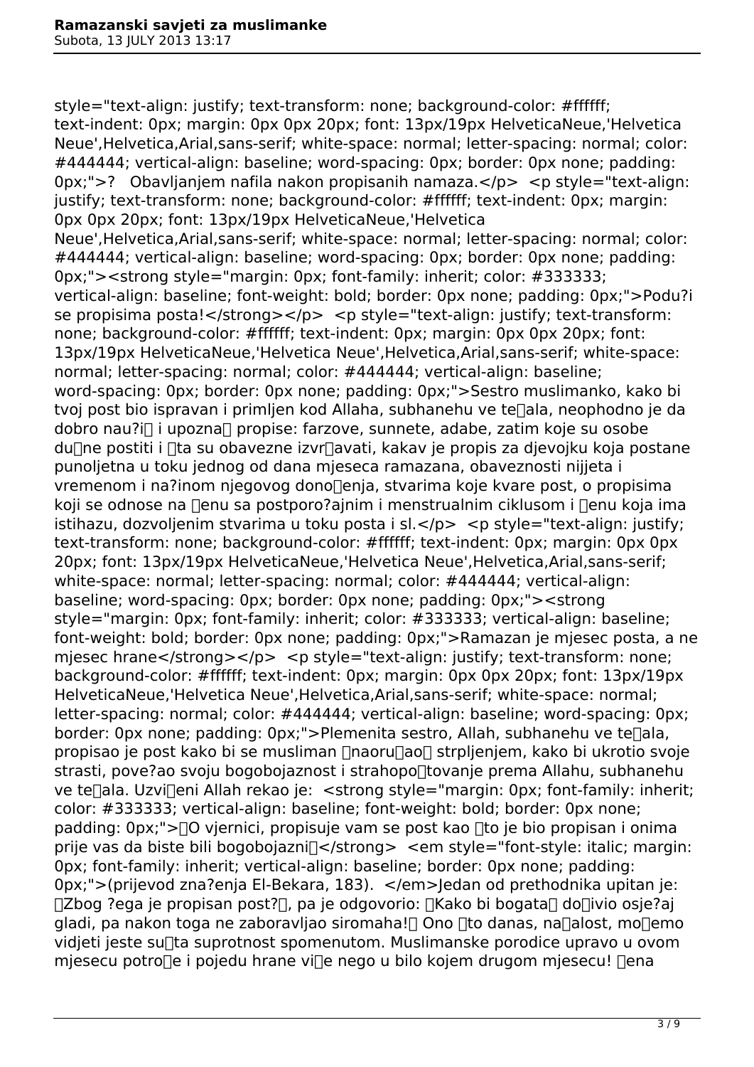style="text-align: justify; text-transform: none; background-color: #ffffff; text-indent: 0px; margin: 0px 0px 20px; font: 13px/19px HelveticaNeue,'Helvetica Neue',Helvetica,Arial,sans-serif; white-space: normal; letter-spacing: normal; color: #444444; vertical-align: baseline; word-spacing: 0px; border: 0px none; padding: 0px;">?   Obavljanjem nafila nakon propisanih namaza.</p>  <p style="text-align: justify; text-transform: none; background-color: #ffffff; text-indent: 0px; margin: 0px 0px 20px; font: 13px/19px HelveticaNeue,'Helvetica Neue',Helvetica,Arial,sans-serif; white-space: normal; letter-spacing: normal; color: #444444; vertical-align: baseline; word-spacing: 0px; border: 0px none; padding: 0px;"><strong style="margin: 0px; font-family: inherit; color: #333333; vertical-align: baseline; font-weight: bold; border: 0px none; padding: 0px;">Podu?i se propisima posta!</strong></p>  <p style="text-align: justify; text-transform: none; background-color: #ffffff; text-indent: 0px; margin: 0px 0px 20px; font: 13px/19px HelveticaNeue,'Helvetica Neue',Helvetica,Arial,sans-serif; white-space: normal; letter-spacing: normal; color: #444444; vertical-align: baseline; word-spacing: 0px; border: 0px none; padding: 0px;">Sestro muslimanko, kako bi tvoj post bio ispravan i primljen kod Allaha, subhanehu ve te�ala, neophodno je da dobro nau?i� i upozna� propise: farzove, sunnete, adabe, zatim koje su osobe du�ne postiti i �ta su obavezne izvr�avati, kakav je propis za djevojku koja postane punoljetna u toku jednog od dana mjeseca ramazana, obaveznosti nijjeta i vremenom i na?inom njegovog dono�enja, stvarima koje kvare post, o propisima koji se odnose na �enu sa postporo?ajnim i menstrualnim ciklusom i �enu koja ima istihazu, dozvoljenim stvarima u toku posta i sl.</p>  <p style="text-align: justify; text-transform: none; background-color: #ffffff; text-indent: 0px; margin: 0px 0px 20px; font: 13px/19px HelveticaNeue,'Helvetica Neue',Helvetica,Arial,sans-serif; white-space: normal; letter-spacing: normal; color: #444444; vertical-align: baseline; word-spacing: 0px; border: 0px none; padding: 0px;"><strong style="margin: 0px; font-family: inherit; color: #333333; vertical-align: baseline; font-weight: bold; border: 0px none; padding: 0px;">Ramazan je mjesec posta, a ne mjesec hrane</strong></p>  <p style="text-align: justify; text-transform: none; background-color: #ffffff; text-indent: 0px; margin: 0px 0px 20px; font: 13px/19px HelveticaNeue,'Helvetica Neue',Helvetica,Arial,sans-serif; white-space: normal; letter-spacing: normal; color: #444444; vertical-align: baseline; word-spacing: 0px; border: 0px none; padding: 0px;">Plemenita sestro, Allah, subhanehu ve te�ala, propisao je post kako bi se musliman �naoru�ao� strpljenjem, kako bi ukrotio svoje strasti, pove?ao svoju bogobojaznost i strahopo�tovanje prema Allahu, subhanehu ve te�ala. Uzvi�eni Allah rekao je:  <strong style="margin: 0px; font-family: inherit; color: #333333; vertical-align: baseline; font-weight: bold; border: 0px none; padding: 0px;">�O vjernici, propisuje vam se post kao �to je bio propisan i onima prije vas da biste bili bogobojazni�</strong>  <em style="font-style: italic; margin: 0px; font-family: inherit; vertical-align: baseline; border: 0px none; padding: 0px;">(prijevod zna?enja El-Bekara, 183).  </em>Jedan od prethodnika upitan je: �Zbog ?ega je propisan post?�, pa je odgovorio: �Kako bi bogata� do�ivio osje?aj gladi, pa nakon toga ne zaboravljao siromaha!� Ono �to danas, na�alost, mo�emo vidjeti jeste su�ta suprotnost spomenutom. Muslimanske porodice upravo u ovom mjesecu potro�e i pojedu hrane vi�e nego u bilo kojem drugom mjesecu! �ena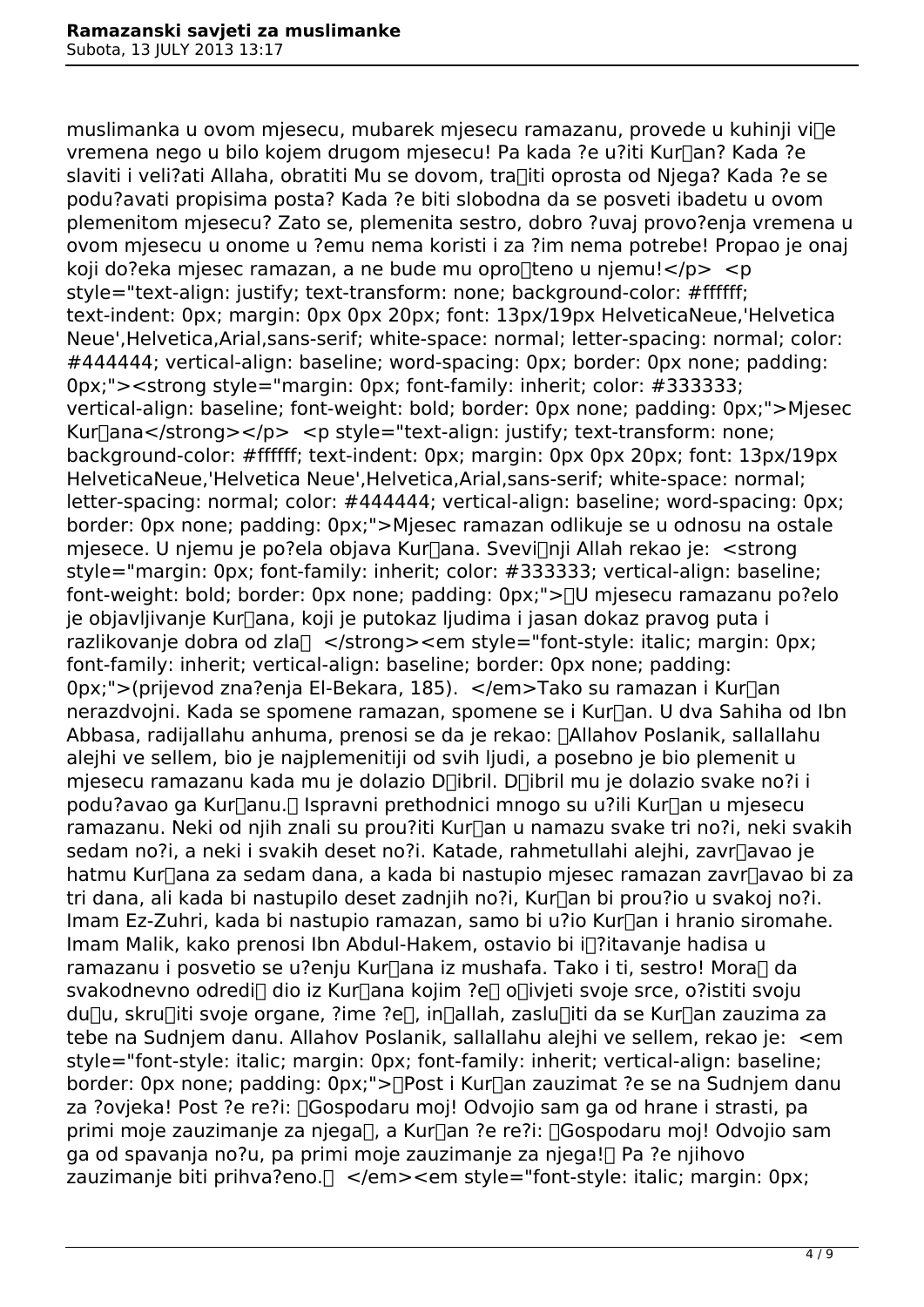muslimanka u ovom mjesecu, mubarek mjesecu ramazanu, provede u kuhinji vi􀀀e vremena nego u bilo kojem drugom mjesecu! Pa kada ?e u?iti Kur􀀀an? Kada ?e slaviti i veli?ati Allaha, obratiti Mu se dovom, tra􀀀iti oprosta od Njega? Kada ?e se podu?avati propisima posta? Kada ?e biti slobodna da se posveti ibadetu u ovom plemenitom mjesecu? Zato se, plemenita sestro, dobro ?uvaj provo?enja vremena u ovom mjesecu u onome u ?emu nema koristi i za ?im nema potrebe! Propao je onaj koji do?eka mjesec ramazan, a ne bude mu opro􀀀teno u njemu!</p> <p style="text-align: justify; text-transform: none; background-color: #ffffff; text-indent: 0px; margin: 0px 0px 20px; font: 13px/19px HelveticaNeue,'Helvetica Neue',Helvetica,Arial,sans-serif; white-space: normal; letter-spacing: normal; color: #444444; vertical-align: baseline; word-spacing: 0px; border: 0px none; padding: 0px;"><strong style="margin: 0px; font-family: inherit; color: #333333; vertical-align: baseline; font-weight: bold; border: 0px none; padding: 0px;">Mjesec Kur􀀀ana</strong></p> <p style="text-align: justify; text-transform: none; background-color: #ffffff; text-indent: 0px; margin: 0px 0px 20px; font: 13px/19px HelveticaNeue,'Helvetica Neue',Helvetica,Arial,sans-serif; white-space: normal; letter-spacing: normal; color: #444444; vertical-align: baseline; word-spacing: 0px; border: 0px none; padding: 0px;">Mjesec ramazan odlikuje se u odnosu na ostale mjesece. U njemu je po?ela objava Kur􀀀ana. Svevi􀀀nji Allah rekao je: <strong style="margin: 0px; font-family: inherit; color: #333333; vertical-align: baseline; font-weight: bold; border: 0px none; padding: 0px;">􀀀U mjesecu ramazanu po?elo je objavljivanje Kur􀀀ana, koji je putokaz ljudima i jasan dokaz pravog puta i razlikovanje dobra od zla􀀀 </strong><em style="font-style: italic; margin: 0px; font-family: inherit; vertical-align: baseline; border: 0px none; padding: 0px;">(prijevod zna?enja El-Bekara, 185). </em>Tako su ramazan i Kur􀀀an nerazdvojni. Kada se spomene ramazan, spomene se i Kur􀀀an. U dva Sahiha od Ibn Abbasa, radijallahu anhuma, prenosi se da je rekao: 􀀀Allahov Poslanik, sallallahu alejhi ve sellem, bio je najplemenitiji od svih ljudi, a posebno je bio plemenit u mjesecu ramazanu kada mu je dolazio D􀀀ibril. D􀀀ibril mu je dolazio svake no?i i podu?avao ga Kur􀀀anu.􀀀 Ispravni prethodnici mnogo su u?ili Kur􀀀an u mjesecu ramazanu. Neki od njih znali su prou?iti Kur􀀀an u namazu svake tri no?i, neki svakih sedam no?i, a neki i svakih deset no?i. Katade, rahmetullahi alejhi, zavr􀀀avao je hatmu Kur􀀀ana za sedam dana, a kada bi nastupio mjesec ramazan zavr􀀀avao bi za tri dana, ali kada bi nastupilo deset zadnjih no?i, Kur􀀀an bi prou?io u svakoj no?i. Imam Ez-Zuhri, kada bi nastupio ramazan, samo bi u?io Kur􀀀an i hranio siromahe. Imam Malik, kako prenosi Ibn Abdul-Hakem, ostavio bi i􀀀?itavanje hadisa u ramazanu i posvetio se u?enju Kur􀀀ana iz mushafa. Tako i ti, sestro! Mora􀀀 da svakodnevno odredi􀀀 dio iz Kur􀀀ana kojim ?e􀀀 o􀀀ivjeti svoje srce, o?istiti svoju du􀀀u, skru􀀀iti svoje organe, ?ime ?e􀀀, in􀀀allah, zaslu􀀀iti da se Kur􀀀an zauzima za tebe na Sudnjem danu. Allahov Poslanik, sallallahu alejhi ve sellem, rekao je: <em style="font-style: italic; margin: 0px; font-family: inherit; vertical-align: baseline; border: 0px none; padding: 0px;">􀀀Post i Kur􀀀an zauzimat ?e se na Sudnjem danu za ?ovjeka! Post ?e re?i: 􀀀Gospodaru moj! Odvojio sam ga od hrane i strasti, pa primi moje zauzimanje za njega􀀀, a Kur􀀀an ?e re?i: 􀀀Gospodaru moj! Odvojio sam ga od spavanja no?u, pa primi moje zauzimanje za njega!􀀀 Pa ?e njihovo zauzimanje biti prihva?eno.􀀀 </em><em style="font-style: italic; margin: 0px;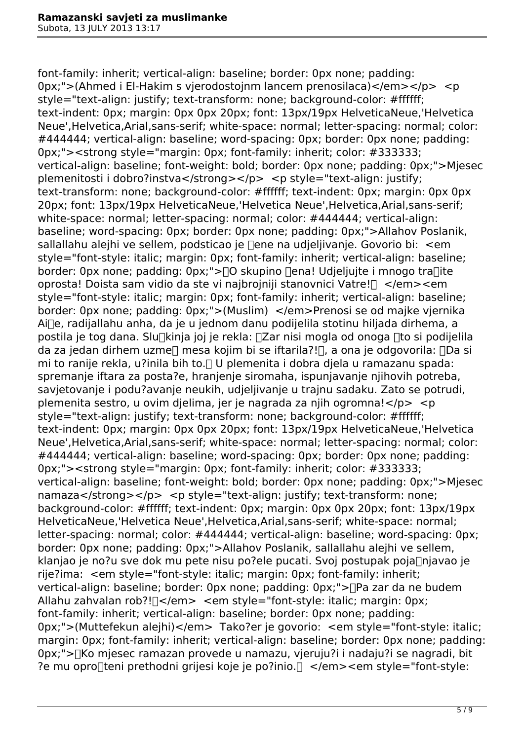font-family: inherit; vertical-align: baseline; border: 0px none; padding: 0px;">(Ahmed i El-Hakim s vjerodostojnm lancem prenosilaca)</em></p> <p style="text-align: justify; text-transform: none; background-color: #ffffff; text-indent: 0px; margin: 0px 0px 20px; font: 13px/19px HelveticaNeue,'Helvetica Neue',Helvetica,Arial,sans-serif; white-space: normal; letter-spacing: normal; color: #444444; vertical-align: baseline; word-spacing: 0px; border: 0px none; padding: 0px;"><strong style="margin: 0px; font-family: inherit; color: #333333; vertical-align: baseline; font-weight: bold; border: 0px none; padding: 0px;">Mjesec plemenitosti i dobro?instva</strong></p> <p style="text-align: justify; text-transform: none; background-color: #ffffff; text-indent: 0px; margin: 0px 0px 20px; font: 13px/19px HelveticaNeue,'Helvetica Neue',Helvetica,Arial,sans-serif; white-space: normal; letter-spacing: normal; color: #444444; vertical-align: baseline; word-spacing: 0px; border: 0px none; padding: 0px;">Allahov Poslanik, sallallahu alejhi ve sellem, podsticao je �ene na udjeljivanje. Govorio bi: <em style="font-style: italic; margin: 0px; font-family: inherit; vertical-align: baseline; border: 0px none; padding: 0px;">�O skupino �ena! Udjeljujte i mnogo tra�ite oprosta! Doista sam vidio da ste vi najbrojniji stanovnici Vatre!� </em><em style="font-style: italic; margin: 0px; font-family: inherit; vertical-align: baseline; border: 0px none; padding: 0px;">(Muslim) </em>Prenosi se od majke vjernika Ai�e, radijallahu anha, da je u jednom danu podijelila stotinu hiljada dirhema, a postila je tog dana. Slu�kinja joj je rekla: �Zar nisi mogla od onoga �to si podijelila da za jedan dirhem uzme� mesa kojim bi se iftarila?!�, a ona je odgovorila: �Da si mi to ranije rekla, u?inila bih to.� U plemenita i dobra djela u ramazanu spada: spremanje iftara za posta?e, hranjenje siromaha, ispunjavanje njihovih potreba, savjetovanje i podu?avanje neukih, udjeljivanje u trajnu sadaku. Zato se potrudi, plemenita sestro, u ovim djelima, jer je nagrada za njih ogromna!</p> <p style="text-align: justify; text-transform: none; background-color: #ffffff; text-indent: 0px; margin: 0px 0px 20px; font: 13px/19px HelveticaNeue,'Helvetica Neue',Helvetica,Arial,sans-serif; white-space: normal; letter-spacing: normal; color: #444444; vertical-align: baseline; word-spacing: 0px; border: 0px none; padding: 0px;"><strong style="margin: 0px; font-family: inherit; color: #333333; vertical-align: baseline; font-weight: bold; border: 0px none; padding: 0px;">Mjesec namaza</strong></p> <p style="text-align: justify; text-transform: none; background-color: #ffffff; text-indent: 0px; margin: 0px 0px 20px; font: 13px/19px HelveticaNeue,'Helvetica Neue',Helvetica,Arial,sans-serif; white-space: normal; letter-spacing: normal; color: #444444; vertical-align: baseline; word-spacing: 0px; border: 0px none; padding: 0px;">Allahov Poslanik, sallallahu alejhi ve sellem, klanjao je no?u sve dok mu pete nisu po?ele pucati. Svoj postupak poja�njavao je rije?ima: <em style="font-style: italic; margin: 0px; font-family: inherit; vertical-align: baseline; border: 0px none; padding: 0px;">�Pa zar da ne budem Allahu zahvalan rob?!�</em> <em style="font-style: italic; margin: 0px; font-family: inherit; vertical-align: baseline; border: 0px none; padding: 0px;">(Muttefekun alejhi)</em> Tako?er je govorio: <em style="font-style: italic; margin: 0px; font-family: inherit; vertical-align: baseline; border: 0px none; padding: 0px;">�Ko mjesec ramazan provede u namazu, vjeruju?i i nadaju?i se nagradi, bit ?e mu opro�teni prethodni grijesi koje je po?inio.� </em><em style="font-style: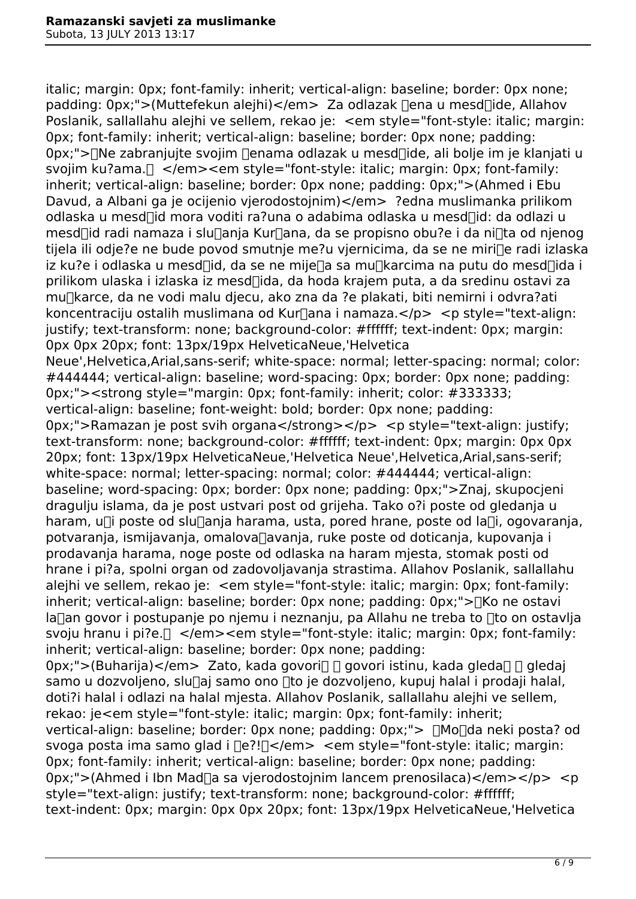italic; margin: 0px; font-family: inherit; vertical-align: baseline; border: 0px none; padding: 0px;">(Muttefekun alejhi)</em>  Za odlazak ena u mesdide, Allahov Poslanik, sallallahu alejhi ve sellem, rekao je:  <em style="font-style: italic; margin: 0px; font-family: inherit; vertical-align: baseline; border: 0px none; padding: 0px;">Ne zabranjujte svojim enama odlazak u mesdide, ali bolje im je klanjati u svojim ku?ama.  </em><em style="font-style: italic; margin: 0px; font-family: inherit; vertical-align: baseline; border: 0px none; padding: 0px;">(Ahmed i Ebu Davud, a Albani ga je ocijenio vjerodostojnim)</em>  ?edna muslimanka prilikom odlaska u mesdid mora voditi ra?una o adabima odlaska u mesdid: da odlazi u mesdid radi namaza i sluanja Kurana, da se propisno obu?e i da nita od njenog tijela ili odje?e ne bude povod smutnje me?u vjernicima, da se ne mirie radi izlaska iz ku?e i odlaska u mesdid, da se ne mijea sa mukarcima na putu do mesdida i prilikom ulaska i izlaska iz mesdida, da hoda krajem puta, a da sredinu ostavi za mukarce, da ne vodi malu djecu, ako zna da ?e plakati, biti nemirni i odvra?ati koncentraciju ostalih muslimana od Kurana i namaza.</p>  <p style="text-align: justify; text-transform: none; background-color: #ffffff; text-indent: 0px; margin: 0px 0px 20px; font: 13px/19px HelveticaNeue,'Helvetica Neue',Helvetica,Arial,sans-serif; white-space: normal; letter-spacing: normal; color: #444444; vertical-align: baseline; word-spacing: 0px; border: 0px none; padding: 0px;"><strong style="margin: 0px; font-family: inherit; color: #333333; vertical-align: baseline; font-weight: bold; border: 0px none; padding: 0px;">Ramazan je post svih organa</strong></p>  <p style="text-align: justify; text-transform: none; background-color: #ffffff; text-indent: 0px; margin: 0px 0px 20px; font: 13px/19px HelveticaNeue,'Helvetica Neue',Helvetica,Arial,sans-serif; white-space: normal; letter-spacing: normal; color: #444444; vertical-align: baseline; word-spacing: 0px; border: 0px none; padding: 0px;">Znaj, skupocjeni dragulju islama, da je post ustvari post od grijeha. Tako o?i poste od gledanja u haram, ui poste od sluanja harama, usta, pored hrane, poste od lai, ogovaranja, potvaranja, ismijavanja, omalovaavanja, ruke poste od doticanja, kupovanja i prodavanja harama, noge poste od odlaska na haram mjesta, stomak posti od hrane i pi?a, spolni organ od zadovoljavanja strastima. Allahov Poslanik, sallallahu alejhi ve sellem, rekao je:  <em style="font-style: italic; margin: 0px; font-family: inherit; vertical-align: baseline; border: 0px none; padding: 0px;">Ko ne ostavi laan govor i postupanje po njemu i neznanju, pa Allahu ne treba to to on ostavlja svoju hranu i pi?e.  </em><em style="font-style: italic; margin: 0px; font-family: inherit; vertical-align: baseline; border: 0px none; padding: 0px;">(Buharija)</em>  Zato, kada govori  govori istinu, kada gleda  gledaj samo u dozvoljeno, sluaj samo ono to je dozvoljeno, kupuj halal i prodaji halal, doti?i halal i odlazi na halal mjesta. Allahov Poslanik, sallallahu alejhi ve sellem, rekao: je<em style="font-style: italic; margin: 0px; font-family: inherit; vertical-align: baseline; border: 0px none; padding: 0px;">  Moda neki posta? od svoga posta ima samo glad i e?!</em>  <em style="font-style: italic; margin: 0px; font-family: inherit; vertical-align: baseline; border: 0px none; padding: 0px;">(Ahmed i Ibn Mada sa vjerodostojnim lancem prenosilaca)</em></p>  <p style="text-align: justify; text-transform: none; background-color: #ffffff; text-indent: 0px; margin: 0px 0px 20px; font: 13px/19px HelveticaNeue,'Helvetica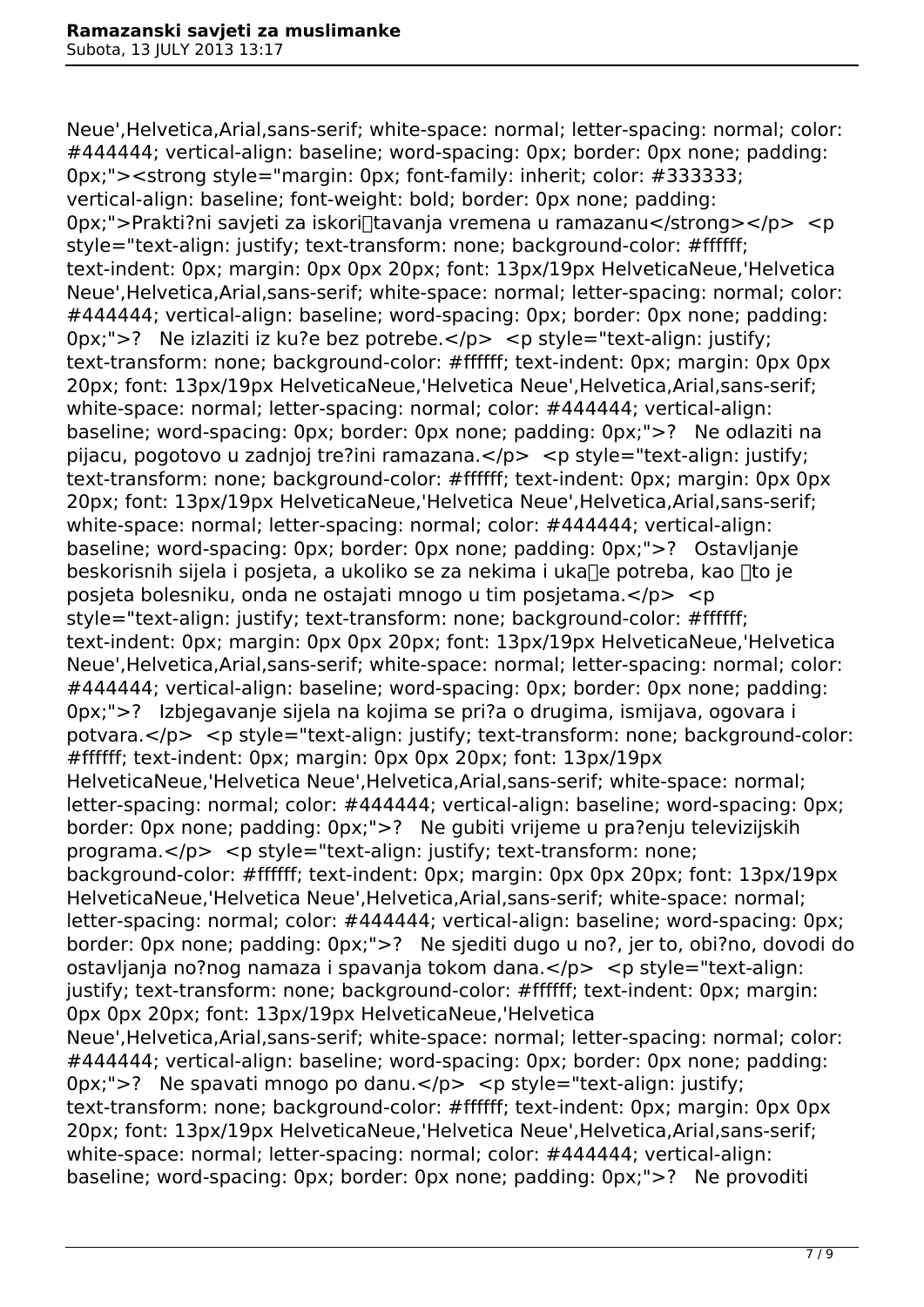Neue',Helvetica,Arial,sans-serif; white-space: normal; letter-spacing: normal; color: #444444; vertical-align: baseline; word-spacing: 0px; border: 0px none; padding: 0px;"><strong style="margin: 0px; font-family: inherit; color: #333333; vertical-align: baseline; font-weight: bold; border: 0px none; padding: 0px;">Prakti?ni savjeti za iskori□tavanja vremena u ramazanu</strong></p> <p style="text-align: justify; text-transform: none; background-color: #ffffff; text-indent: 0px; margin: 0px 0px 20px; font: 13px/19px HelveticaNeue,'Helvetica Neue',Helvetica,Arial,sans-serif; white-space: normal; letter-spacing: normal; color: #444444; vertical-align: baseline; word-spacing: 0px; border: 0px none; padding: 0px;">? Ne izlaziti iz ku?e bez potrebe.</p> <p style="text-align: justify; text-transform: none; background-color: #ffffff; text-indent: 0px; margin: 0px 0px 20px; font: 13px/19px HelveticaNeue,'Helvetica Neue',Helvetica,Arial,sans-serif; white-space: normal; letter-spacing: normal; color: #444444; vertical-align: baseline; word-spacing: 0px; border: 0px none; padding: 0px;">? Ne odlaziti na pijacu, pogotovo u zadnjoj tre?ini ramazana.</p> <p style="text-align: justify; text-transform: none; background-color: #ffffff; text-indent: 0px; margin: 0px 0px 20px; font: 13px/19px HelveticaNeue,'Helvetica Neue',Helvetica,Arial,sans-serif; white-space: normal; letter-spacing: normal; color: #444444; vertical-align: baseline; word-spacing: 0px; border: 0px none; padding: 0px;">? Ostavljanje beskorisnih sijela i posjeta, a ukoliko se za nekima i uka□e potreba, kao □to je posjeta bolesniku, onda ne ostajati mnogo u tim posjetama.</p> <p style="text-align: justify; text-transform: none; background-color: #ffffff; text-indent: 0px; margin: 0px 0px 20px; font: 13px/19px HelveticaNeue,'Helvetica Neue',Helvetica,Arial,sans-serif; white-space: normal; letter-spacing: normal; color: #444444; vertical-align: baseline; word-spacing: 0px; border: 0px none; padding: 0px;">? Izbjegavanje sijela na kojima se pri?a o drugima, ismijava, ogovara i potvara.</p> <p style="text-align: justify; text-transform: none; background-color: #ffffff; text-indent: 0px; margin: 0px 0px 20px; font: 13px/19px HelveticaNeue,'Helvetica Neue',Helvetica,Arial,sans-serif; white-space: normal; letter-spacing: normal; color: #444444; vertical-align: baseline; word-spacing: 0px; border: 0px none; padding: 0px;">? Ne gubiti vrijeme u pra?enju televizijskih programa.</p> <p style="text-align: justify; text-transform: none; background-color: #ffffff; text-indent: 0px; margin: 0px 0px 20px; font: 13px/19px HelveticaNeue,'Helvetica Neue',Helvetica,Arial,sans-serif; white-space: normal; letter-spacing: normal; color: #444444; vertical-align: baseline; word-spacing: 0px; border: 0px none; padding: 0px;">? Ne sjediti dugo u no?, jer to, obi?no, dovodi do ostavljanja no?nog namaza i spavanja tokom dana.</p> <p style="text-align: justify; text-transform: none; background-color: #ffffff; text-indent: 0px; margin: 0px 0px 20px; font: 13px/19px HelveticaNeue,'Helvetica Neue',Helvetica,Arial,sans-serif; white-space: normal; letter-spacing: normal; color: #444444; vertical-align: baseline; word-spacing: 0px; border: 0px none; padding: 0px;">? Ne spavati mnogo po danu.</p> <p style="text-align: justify; text-transform: none; background-color: #ffffff; text-indent: 0px; margin: 0px 0px 20px; font: 13px/19px HelveticaNeue,'Helvetica Neue',Helvetica,Arial,sans-serif; white-space: normal; letter-spacing: normal; color: #444444; vertical-align: baseline; word-spacing: 0px; border: 0px none; padding: 0px;">? Ne provoditi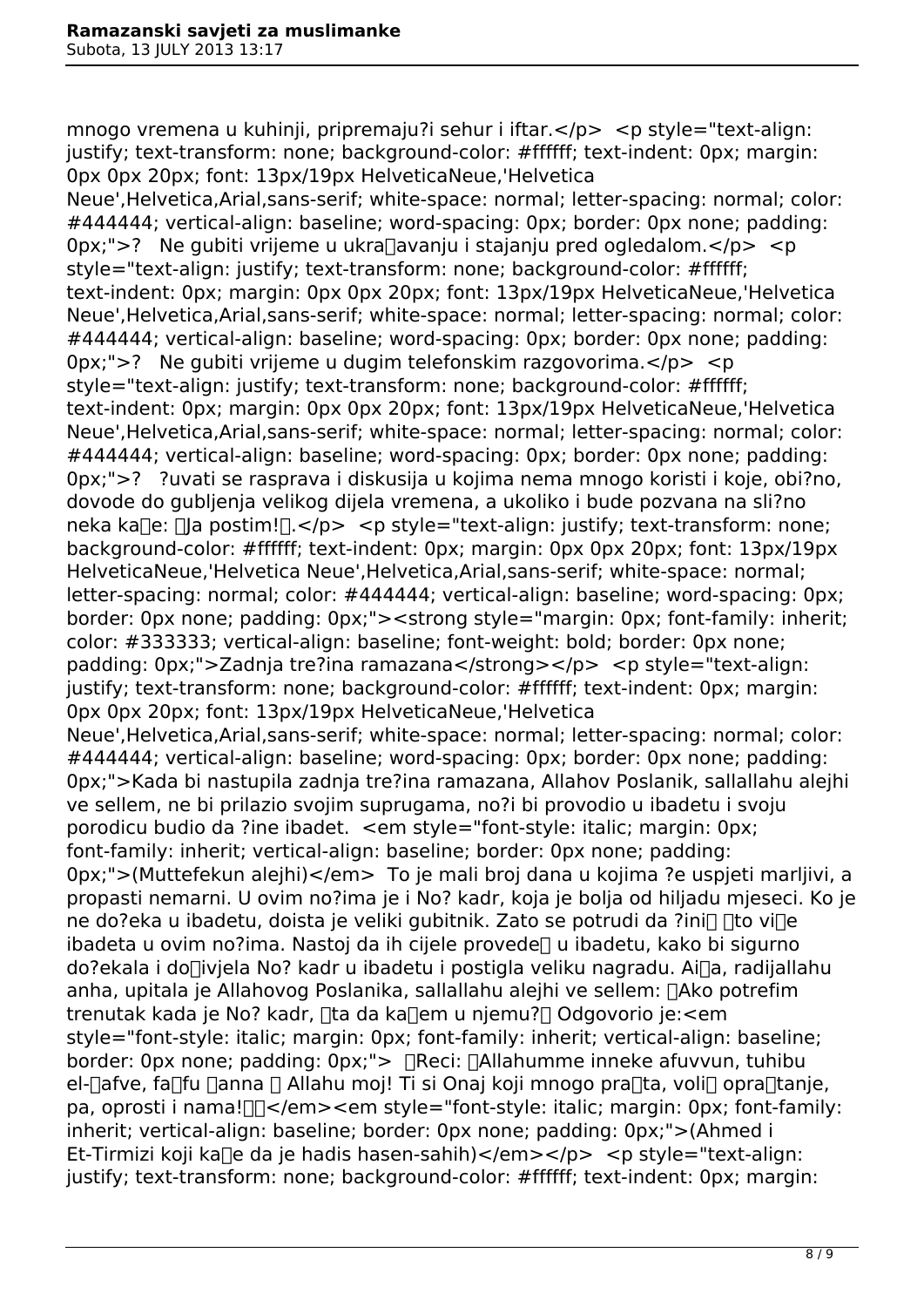mnogo vremena u kuhinji, pripremaju?i sehur i iftar.</p> <p style="text-align: justify; text-transform: none; background-color: #ffffff; text-indent: 0px; margin: 0px 0px 20px; font: 13px/19px HelveticaNeue,'Helvetica Neue',Helvetica,Arial,sans-serif; white-space: normal; letter-spacing: normal; color: #444444; vertical-align: baseline; word-spacing: 0px; border: 0px none; padding: 0px;">? Ne gubiti vrijeme u ukra�avanju i stajanju pred ogledalom.</p> <p style="text-align: justify; text-transform: none; background-color: #ffffff; text-indent: 0px; margin: 0px 0px 20px; font: 13px/19px HelveticaNeue,'Helvetica Neue',Helvetica,Arial,sans-serif; white-space: normal; letter-spacing: normal; color: #444444; vertical-align: baseline; word-spacing: 0px; border: 0px none; padding: 0px;">? Ne gubiti vrijeme u dugim telefonskim razgovorima.</p> <p style="text-align: justify; text-transform: none; background-color: #ffffff; text-indent: 0px; margin: 0px 0px 20px; font: 13px/19px HelveticaNeue,'Helvetica Neue',Helvetica,Arial,sans-serif; white-space: normal; letter-spacing: normal; color: #444444; vertical-align: baseline; word-spacing: 0px; border: 0px none; padding: 0px;">? ?uvati se rasprava i diskusija u kojima nema mnogo koristi i koje, obi?no, dovode do gubljenja velikog dijela vremena, a ukoliko i bude pozvana na sli?no neka ka�e: �Ja postim!�.</p> <p style="text-align: justify; text-transform: none; background-color: #ffffff; text-indent: 0px; margin: 0px 0px 20px; font: 13px/19px HelveticaNeue,'Helvetica Neue',Helvetica,Arial,sans-serif; white-space: normal; letter-spacing: normal; color: #444444; vertical-align: baseline; word-spacing: 0px; border: 0px none; padding: 0px;"><strong style="margin: 0px; font-family: inherit; color: #333333; vertical-align: baseline; font-weight: bold; border: 0px none; padding: 0px;">Zadnja tre?ina ramazana</strong></p> <p style="text-align: justify; text-transform: none; background-color: #ffffff; text-indent: 0px; margin: 0px 0px 20px; font: 13px/19px HelveticaNeue,'Helvetica Neue',Helvetica,Arial,sans-serif; white-space: normal; letter-spacing: normal; color: #444444; vertical-align: baseline; word-spacing: 0px; border: 0px none; padding: 0px;">Kada bi nastupila zadnja tre?ina ramazana, Allahov Poslanik, sallallahu alejhi ve sellem, ne bi prilazio svojim suprugama, no?i bi provodio u ibadetu i svoju porodicu budio da ?ine ibadet. <em style="font-style: italic; margin: 0px; font-family: inherit; vertical-align: baseline; border: 0px none; padding: 0px;">(Muttefekun alejhi)</em> To je mali broj dana u kojima ?e uspjeti marljivi, a propasti nemarni. U ovim no?ima je i No? kadr, koja je bolja od hiljadu mjeseci. Ko je ne do?eka u ibadetu, doista je veliki gubitnik. Zato se potrudi da ?ini� �to vi�e ibadeta u ovim no?ima. Nastoj da ih cijele provede� u ibadetu, kako bi sigurno do?ekala i do�ivjela No? kadr u ibadetu i postigla veliku nagradu. Ai�a, radijallahu anha, upitala je Allahovog Poslanika, sallallahu alejhi ve sellem: �Ako potrefim trenutak kada je No? kadr, �ta da ka�em u njemu?� Odgovorio je:<em style="font-style: italic; margin: 0px; font-family: inherit; vertical-align: baseline; border: 0px none; padding: 0px;"> �Reci: �Allahumme inneke afuvvun, tuhibu el-�afve, fa�fu �anna � Allahu moj! Ti si Onaj koji mnogo pra�ta, voli� opra�tanje, pa, oprosti i nama!��</em><em style="font-style: italic; margin: 0px; font-family: inherit; vertical-align: baseline; border: 0px none; padding: 0px;">(Ahmed i Et-Tirmizi koji ka�e da je hadis hasen-sahih)</em></p> <p style="text-align: justify; text-transform: none; background-color: #ffffff; text-indent: 0px; margin: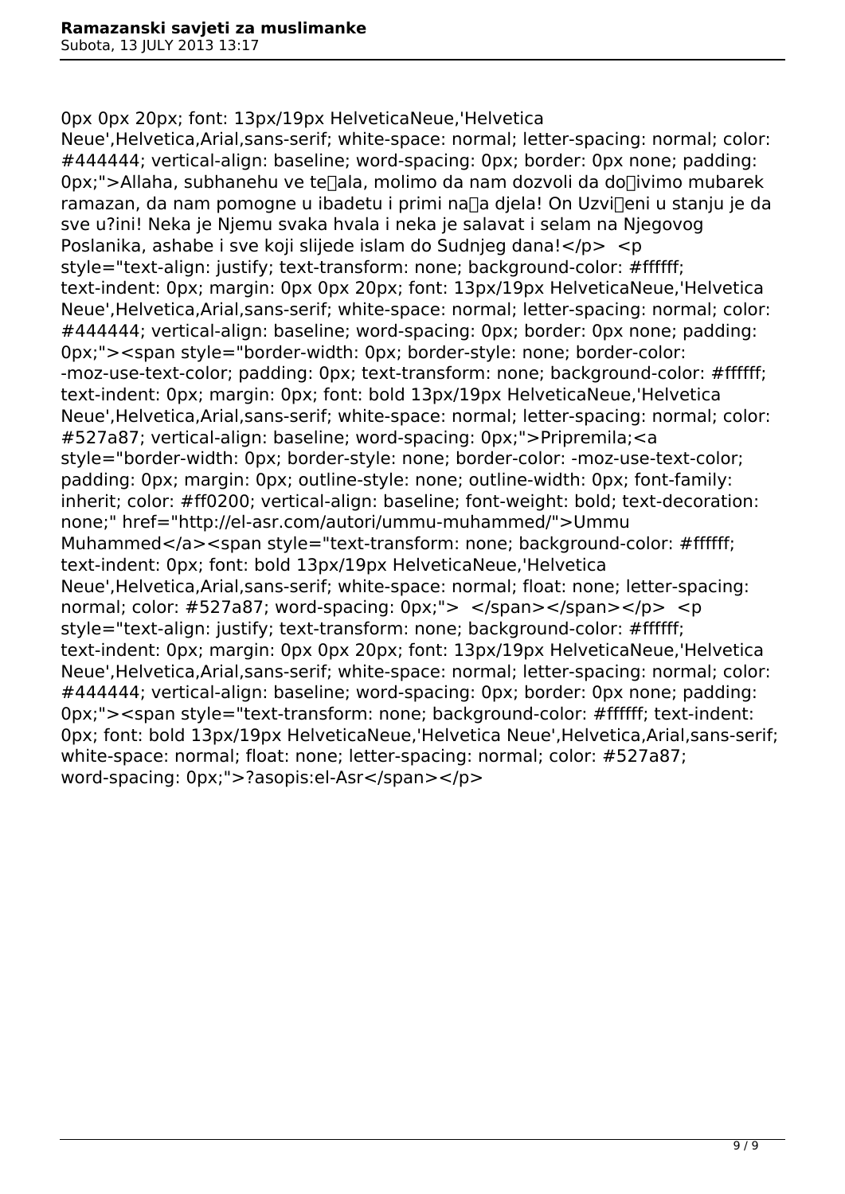0px 0px 20px; font: 13px/19px HelveticaNeue,'Helvetica Neue',Helvetica,Arial,sans-serif; white-space: normal; letter-spacing: normal; color: #444444; vertical-align: baseline; word-spacing: 0px; border: 0px none; padding: 0px;">Allaha, subhanehu ve te�ala, molimo da nam dozvoli da do�ivimo mubarek ramazan, da nam pomogne u ibadetu i primi na�a djela! On Uzvi�eni u stanju je da sve u?ini! Neka je Njemu svaka hvala i neka je salavat i selam na Njegovog Poslanika, ashabe i sve koji slijede islam do Sudnjeg dana!</p> <p style="text-align: justify; text-transform: none; background-color: #ffffff; text-indent: 0px; margin: 0px 0px 20px; font: 13px/19px HelveticaNeue,'Helvetica Neue',Helvetica,Arial,sans-serif; white-space: normal; letter-spacing: normal; color: #444444; vertical-align: baseline; word-spacing: 0px; border: 0px none; padding: 0px;"><span style="border-width: 0px; border-style: none; border-color: -moz-use-text-color; padding: 0px; text-transform: none; background-color: #ffffff; text-indent: 0px; margin: 0px; font: bold 13px/19px HelveticaNeue,'Helvetica Neue',Helvetica,Arial,sans-serif; white-space: normal; letter-spacing: normal; color: #527a87; vertical-align: baseline; word-spacing: 0px;">Pripremila;<a style="border-width: 0px; border-style: none; border-color: -moz-use-text-color; padding: 0px; margin: 0px; outline-style: none; outline-width: 0px; font-family: inherit; color: #ff0200; vertical-align: baseline; font-weight: bold; text-decoration: none;" href="http://el-asr.com/autori/ummu-muhammed/">Ummu Muhammed</a><span style="text-transform: none; background-color: #ffffff; text-indent: 0px; font: bold 13px/19px HelveticaNeue,'Helvetica Neue',Helvetica,Arial,sans-serif; white-space: normal; float: none; letter-spacing: normal; color: #527a87; word-spacing: 0px;"> </span></span></p> <p style="text-align: justify; text-transform: none; background-color: #ffffff; text-indent: 0px; margin: 0px 0px 20px; font: 13px/19px HelveticaNeue,'Helvetica Neue',Helvetica,Arial,sans-serif; white-space: normal; letter-spacing: normal; color: #444444; vertical-align: baseline; word-spacing: 0px; border: 0px none; padding: 0px;"><span style="text-transform: none; background-color: #ffffff; text-indent: 0px; font: bold 13px/19px HelveticaNeue,'Helvetica Neue',Helvetica,Arial,sans-serif; white-space: normal; float: none; letter-spacing: normal; color: #527a87; word-spacing: 0px;">?asopis:el-Asr</span></p>